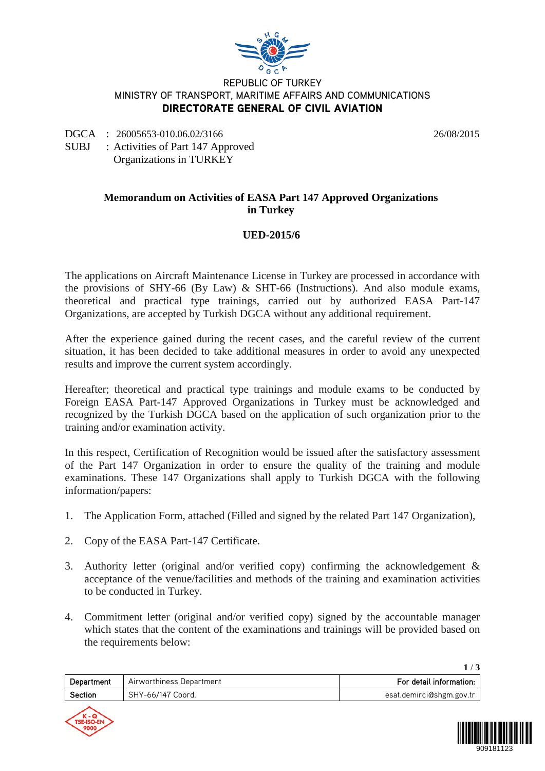REPUBLIC OF TURKEY
MINISTRY OF TRANSPORT, MARITIME AFFAIRS AND COMMUNICATIONS
**DIRECTORATE GENERAL OF CIVIL AVIATION**

DGCA : 26005653-010.06.02/3166 26/08/2015
SUBJ : Activities of Part 147 Approved Organizations in TURKEY

## Memorandum on Activities of EASA Part 147 Approved Organizations in Turkey

## UED-2015/6

The applications on Aircraft Maintenance License in Turkey are processed in accordance with the provisions of SHY-66 (By Law) & SHT-66 (Instructions). And also module exams, theoretical and practical type trainings, carried out by authorized EASA Part-147 Organizations, are accepted by Turkish DGCA without any additional requirement.

After the experience gained during the recent cases, and the careful review of the current situation, it has been decided to take additional measures in order to avoid any unexpected results and improve the current system accordingly.

Hereafter; theoretical and practical type trainings and module exams to be conducted by Foreign EASA Part-147 Approved Organizations in Turkey must be acknowledged and recognized by the Turkish DGCA based on the application of such organization prior to the training and/or examination activity.

In this respect, Certification of Recognition would be issued after the satisfactory assessment of the Part 147 Organization in order to ensure the quality of the training and module examinations. These 147 Organizations shall apply to Turkish DGCA with the following information/papers:

1. The Application Form, attached (Filled and signed by the related Part 147 Organization),
2. Copy of the EASA Part-147 Certificate.
3. Authority letter (original and/or verified copy) confirming the acknowledgement & acceptance of the venue/facilities and methods of the training and examination activities to be conducted in Turkey.
4. Commitment letter (original and/or verified copy) signed by the accountable manager which states that the content of the examinations and trainings will be provided based on the requirements below:

| Department | Airworthiness Department | For detail information: |
|---|---|---|
| Section | SHY-66/147 Coord. | esat.demirci@shgm.gov.tr |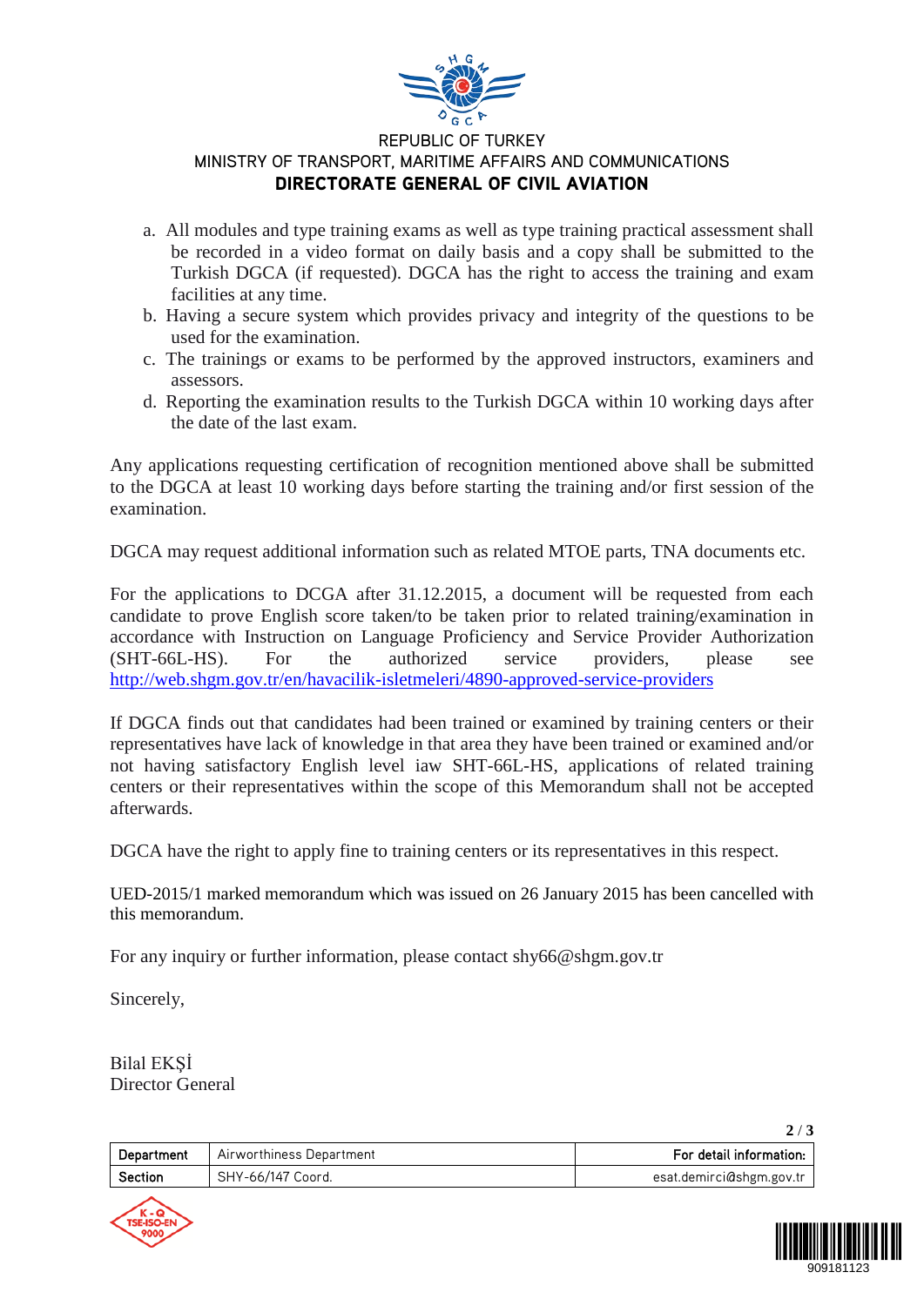a. All modules and type training exams as well as type training practical assessment shall be recorded in a video format on daily basis and a copy shall be submitted to the Turkish DGCA (if requested). DGCA has the right to access the training and exam facilities at any time.
b. Having a secure system which provides privacy and integrity of the questions to be used for the examination.
c. The trainings or exams to be performed by the approved instructors, examiners and assessors.
d. Reporting the examination results to the Turkish DGCA within 10 working days after the date of the last exam.

Any applications requesting certification of recognition mentioned above shall be submitted to the DGCA at least 10 working days before starting the training and/or first session of the examination.

DGCA may request additional information such as related MTOE parts, TNA documents etc.

For the applications to DCGA after 31.12.2015, a document will be requested from each candidate to prove English score taken/to be taken prior to related training/examination in accordance with Instruction on Language Proficiency and Service Provider Authorization (SHT-66L-HS). For the authorized service providers, please see http://web.shgm.gov.tr/en/havacilik-isletmeleri/4890-approved-service-providers

If DGCA finds out that candidates had been trained or examined by training centers or their representatives have lack of knowledge in that area they have been trained or examined and/or not having satisfactory English level iaw SHT-66L-HS, applications of related training centers or their representatives within the scope of this Memorandum shall not be accepted afterwards.

DGCA have the right to apply fine to training centers or its representatives in this respect.

UED-2015/1 marked memorandum which was issued on 26 January 2015 has been cancelled with this memorandum.

For any inquiry or further information, please contact shy66@shgm.gov.tr

Sincerely,

Bilal EKŞİ
Director General

| Department | Airworthiness Department | For detail information: |
|---|---|---|
| Section | SHY-66/147 Coord. | esat.demirci@shgm.gov.tr |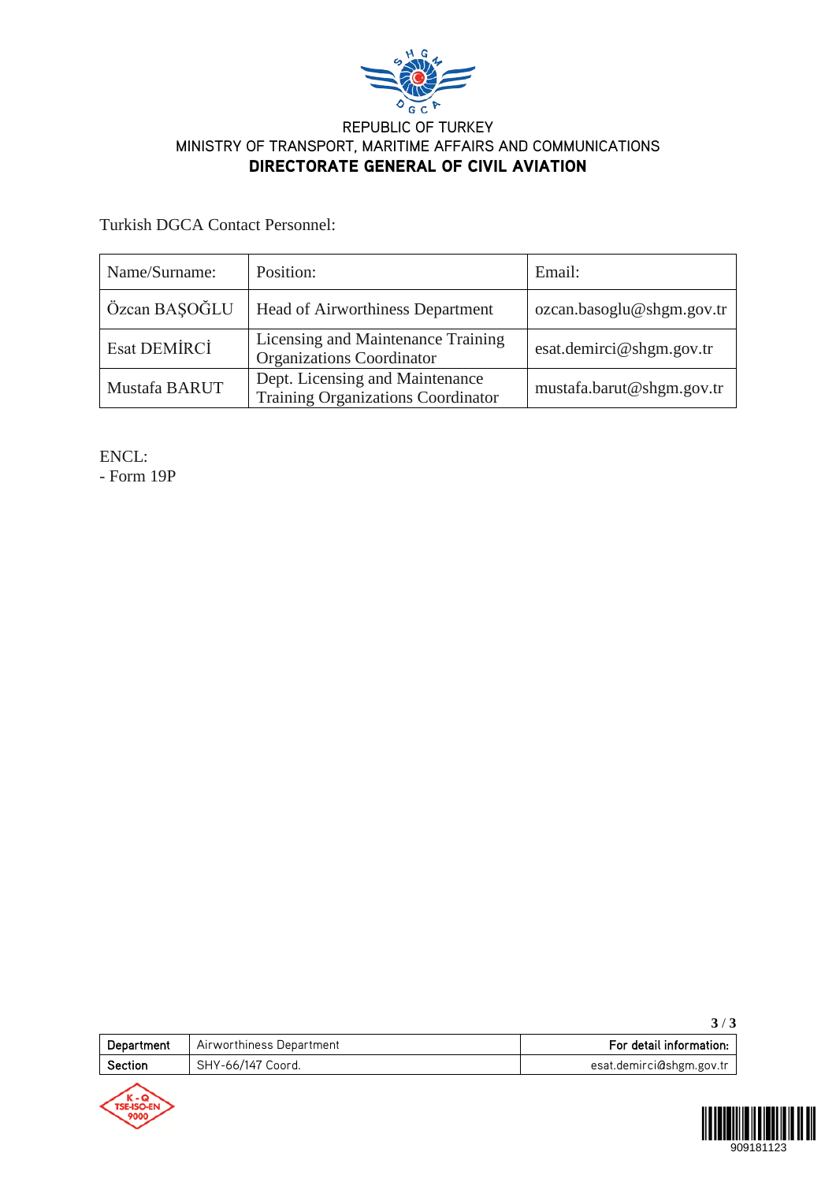REPUBLIC OF TURKEY
MINISTRY OF TRANSPORT, MARITIME AFFAIRS AND COMMUNICATIONS
**DIRECTORATE GENERAL OF CIVIL AVIATION**

Turkish DGCA Contact Personnel:

| Name/Surname: | Position: | Email: |
|---|---|---|
| Özcan BAŞOĞLU | Head of Airworthiness Department | ozcan.basoglu@shgm.gov.tr |
| Esat DEMİRCİ | Licensing and Maintenance Training Organizations Coordinator | esat.demirci@shgm.gov.tr |
| Mustafa BARUT | Dept. Licensing and Maintenance Training Organizations Coordinator | mustafa.barut@shgm.gov.tr |

ENCL:
- Form 19P

| Department | Airworthiness Department | For detail information: |
|---|---|---|
| Section | SHY-66/147 Coord. | esat.demirci@shgm.gov.tr |

909181123